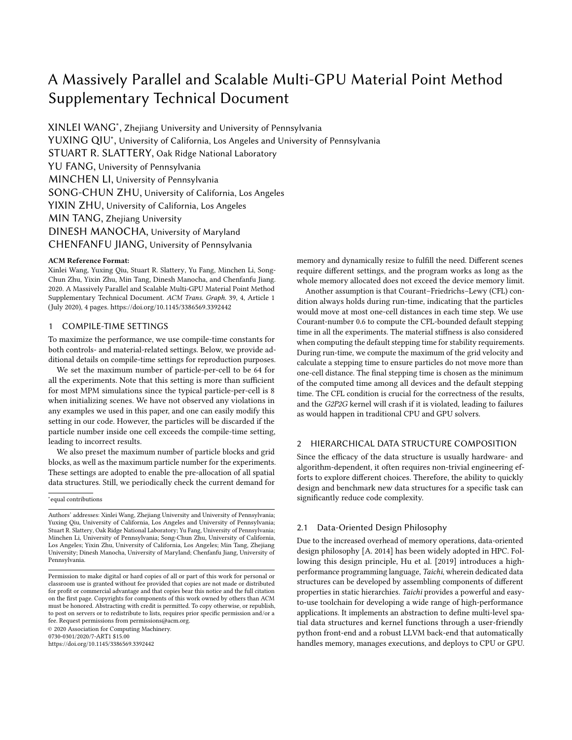# A Massively Parallel and Scalable Multi-GPU Material Point Method Supplementary Technical Document

XINLEI WANG*, Zhejiang University and University of Pennsylvania
YUXING QIU*, University of California, Los Angeles and University of Pennsylvania
STUART R. SLATTERY, Oak Ridge National Laboratory
YU FANG, University of Pennsylvania
MINCHEN LI, University of Pennsylvania
SONG-CHUN ZHU, University of California, Los Angeles
YIXIN ZHU, University of California, Los Angeles
MIN TANG, Zhejiang University
DINESH MANOCHA, University of Maryland
CHENFANFU JIANG, University of Pennsylvania

**ACM Reference Format:**
Xinlei Wang, Yuxing Qiu, Stuart R. Slattery, Yu Fang, Minchen Li, Song-Chun Zhu, Yixin Zhu, Min Tang, Dinesh Manocha, and Chenfanfu Jiang. 2020. A Massively Parallel and Scalable Multi-GPU Material Point Method Supplementary Technical Document. *ACM Trans. Graph.* 39, 4, Article 1 (July 2020), 4 pages. https://doi.org/10.1145/3386569.3392442

## 1 COMPILE-TIME SETTINGS

To maximize the performance, we use compile-time constants for both controls- and material-related settings. Below, we provide additional details on compile-time settings for reproduction purposes.

We set the maximum number of particle-per-cell to be 64 for all the experiments. Note that this setting is more than sufficient for most MPM simulations since the typical particle-per-cell is 8 when initializing scenes. We have not observed any violations in any examples we used in this paper, and one can easily modify this setting in our code. However, the particles will be discarded if the particle number inside one cell exceeds the compile-time setting, leading to incorrect results.

We also preset the maximum number of particle blocks and grid blocks, as well as the maximum particle number for the experiments. These settings are adopted to enable the pre-allocation of all spatial data structures. Still, we periodically check the current demand for memory and dynamically resize to fulfill the need. Different scenes require different settings, and the program works as long as the whole memory allocated does not exceed the device memory limit.

Another assumption is that Courant–Friedrichs–Lewy (CFL) condition always holds during run-time, indicating that the particles would move at most one-cell distances in each time step. We use Courant-number 0.6 to compute the CFL-bounded default stepping time in all the experiments. The material stiffness is also considered when computing the default stepping time for stability requirements. During run-time, we compute the maximum of the grid velocity and calculate a stepping time to ensure particles do not move more than one-cell distance. The final stepping time is chosen as the minimum of the computed time among all devices and the default stepping time. The CFL condition is crucial for the correctness of the results, and the *G2P2G* kernel will crash if it is violated, leading to failures as would happen in traditional CPU and GPU solvers.

## 2 HIERARCHICAL DATA STRUCTURE COMPOSITION

Since the efficacy of the data structure is usually hardware- and algorithm-dependent, it often requires non-trivial engineering efforts to explore different choices. Therefore, the ability to quickly design and benchmark new data structures for a specific task can significantly reduce code complexity.

### 2.1 Data-Oriented Design Philosophy

Due to the increased overhead of memory operations, data-oriented design philosophy [A. 2014] has been widely adopted in HPC. Following this design principle, Hu et al. [2019] introduces a high-performance programming language, *Taichi*, wherein dedicated data structures can be developed by assembling components of different properties in static hierarchies. *Taichi* provides a powerful and easy-to-use toolchain for developing a wide range of high-performance applications. It implements an abstraction to define multi-level spatial data structures and kernel functions through a user-friendly python front-end and a robust LLVM back-end that automatically handles memory, manages executions, and deploys to CPU or GPU.

---

*equal contributions

Authors' addresses: Xinlei Wang, Zhejiang University and University of Pennsylvania; Yuxing Qiu, University of California, Los Angeles and University of Pennsylvania; Stuart R. Slattery, Oak Ridge National Laboratory; Yu Fang, University of Pennsylvania; Minchen Li, University of Pennsylvania; Song-Chun Zhu, University of California, Los Angeles; Yixin Zhu, University of California, Los Angeles; Min Tang, Zhejiang University; Dinesh Manocha, University of Maryland; Chenfanfu Jiang, University of Pennsylvania.

Permission to make digital or hard copies of all or part of this work for personal or classroom use is granted without fee provided that copies are not made or distributed for profit or commercial advantage and that copies bear this notice and the full citation on the first page. Copyrights for components of this work owned by others than ACM must be honored. Abstracting with credit is permitted. To copy otherwise, or republish, to post on servers or to redistribute to lists, requires prior specific permission and/or a fee. Request permissions from permissions@acm.org.
© 2020 Association for Computing Machinery.
0730-0301/2020/7-ART1 $15.00
https://doi.org/10.1145/3386569.3392442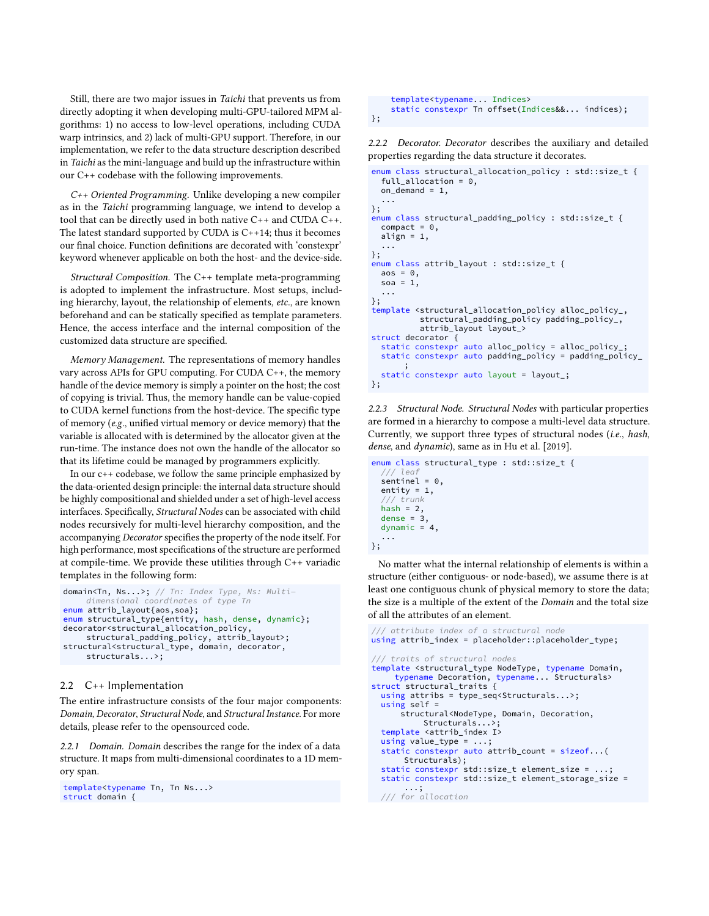Still, there are two major issues in *Taichi* that prevents us from directly adopting it when developing multi-GPU-tailored MPM algorithms: 1) no access to low-level operations, including CUDA warp intrinsics, and 2) lack of multi-GPU support. Therefore, in our implementation, we refer to the data structure description described in *Taichi* as the mini-language and build up the infrastructure within our C++ codebase with the following improvements.

*C++ Oriented Programming.* Unlike developing a new compiler as in the *Taichi* programming language, we intend to develop a tool that can be directly used in both native C++ and CUDA C++. The latest standard supported by CUDA is C++14; thus it becomes our final choice. Function definitions are decorated with 'constexpr' keyword whenever applicable on both the host- and the device-side.

*Structural Composition.* The C++ template meta-programming is adopted to implement the infrastructure. Most setups, including hierarchy, layout, the relationship of elements, *etc.*, are known beforehand and can be statically specified as template parameters. Hence, the access interface and the internal composition of the customized data structure are specified.

*Memory Management.* The representations of memory handles vary across APIs for GPU computing. For CUDA C++, the memory handle of the device memory is simply a pointer on the host; the cost of copying is trivial. Thus, the memory handle can be value-copied to CUDA kernel functions from the host-device. The specific type of memory (*e.g.*, unified virtual memory or device memory) that the variable is allocated with is determined by the allocator given at the run-time. The instance does not own the handle of the allocator so that its lifetime could be managed by programmers explicitly.

In our c++ codebase, we follow the same principle emphasized by the data-oriented design principle: the internal data structure should be highly compositional and shielded under a set of high-level access interfaces. Specifically, *Structural Nodes* can be associated with child nodes recursively for multi-level hierarchy composition, and the accompanying *Decorator* specifies the property of the node itself. For high performance, most specifications of the structure are performed at compile-time. We provide these utilities through C++ variadic templates in the following form:

```
domain<Tn, Ns...>; // Tn: Index Type, Ns: Multi-
     dimensional coordinates of type Tn
enum attrib_layout{aos,soa};
enum structural_type{entity, hash, dense, dynamic};
decorator<structural_allocation_policy,
     structural_padding_policy, attrib_layout>;
structural<structural_type, domain, decorator,
     structurals...>;
```

## 2.2 C++ Implementation

The entire infrastructure consists of the four major components: *Domain*, *Decorator*, *Structural Node*, and *Structural Instance*. For more details, please refer to the opensourced code.

### 2.2.1 Domain.

*Domain* describes the range for the index of a data structure. It maps from multi-dimensional coordinates to a 1D memory span.

```
template<typename Tn, Tn Ns...>
struct domain {
    template<typename... Indices>
    static constexpr Tn offset(Indices&&... indices);
};
```

### 2.2.2 Decorator.

*Decorator* describes the auxiliary and detailed properties regarding the data structure it decorates.

```
enum class structural_allocation_policy : std::size_t {
  full_allocation = 0,
  on_demand = 1,
  ...
};
enum class structural_padding_policy : std::size_t {
  compact = 0,
  align = 1,
  ...
};
enum class attrib_layout : std::size_t {
  aos = 0,
  soa = 1,
  ...
};
template <structural_allocation_policy alloc_policy_,
          structural_padding_policy padding_policy_,
          attrib_layout layout_>
struct decorator {
  static constexpr auto alloc_policy = alloc_policy_;
  static constexpr auto padding_policy = padding_policy_
      ;
  static constexpr auto layout = layout_;
};
```

### 2.2.3 Structural Node.

*Structural Nodes* with particular properties are formed in a hierarchy to compose a multi-level data structure. Currently, we support three types of structural nodes (*i.e.*, *hash*, *dense*, and *dynamic*), same as in Hu et al. [2019].

```
enum class structural_type : std::size_t {
  /// leaf
  sentinel = 0,
  entity = 1,
  /// trunk
  hash = 2,
  dense = 3,
  dynamic = 4,
  ...
};
```

No matter what the internal relationship of elements is within a structure (either contiguous- or node-based), we assume there is at least one contiguous chunk of physical memory to store the data; the size is a multiple of the extent of the *Domain* and the total size of all the attributes of an element.

```
/// attribute index of a structural node
using attrib_index = placeholder::placeholder_type;

/// traits of structural nodes
template <structural_type NodeType, typename Domain,
     typename Decoration, typename... Structurals>
struct structural_traits {
  using attribs = type_seq<Structurals...>;
  using self =
      structural<NodeType, Domain, Decoration,
           Structurals...>;
  template <attrib_index I>
  using value_type = ...;
  static constexpr auto attrib_count = sizeof...(
       Structurals);
  static constexpr std::size_t element_size = ...;
  static constexpr std::size_t element_storage_size =
       ...;
  /// for allocation
```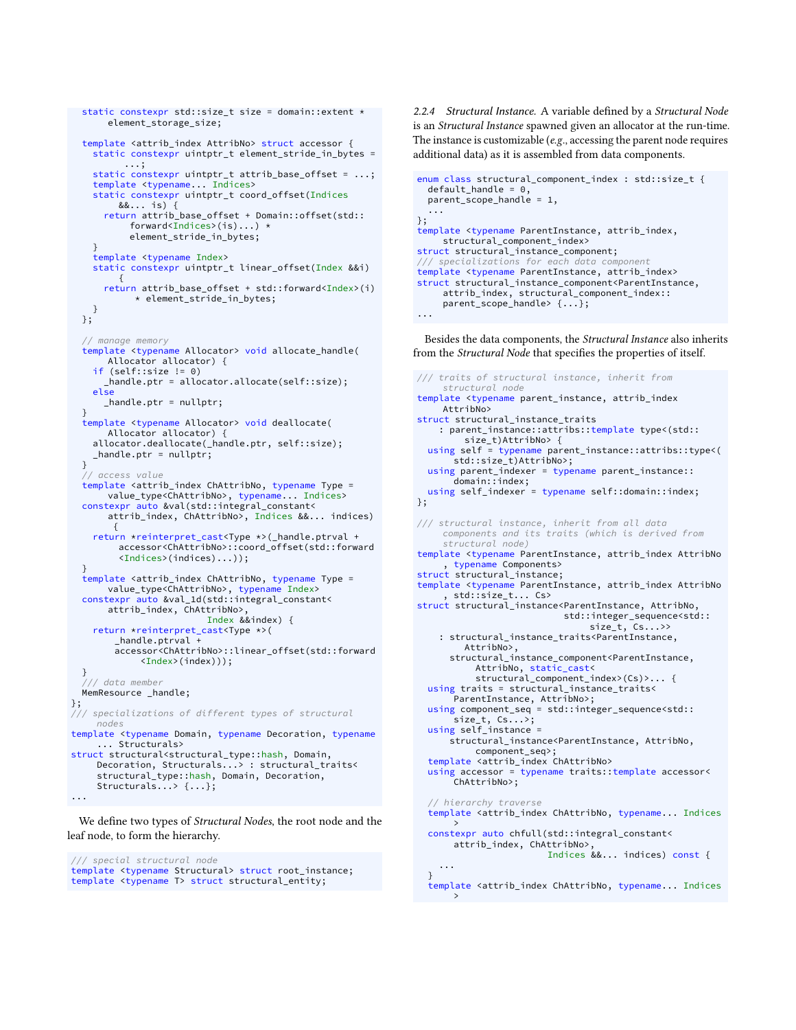```
  static constexpr std::size_t size = domain::extent *
      element_storage_size;

  template <attrib_index AttribNo> struct accessor {
    static constexpr uintptr_t element_stride_in_bytes =
        ...;
    static constexpr uintptr_t attrib_base_offset = ...;
    template <typename... Indices>
    static constexpr uintptr_t coord_offset(Indices
        &&... is) {
      return attrib_base_offset + Domain::offset(std::
          forward<Indices>(is)...) *
          element_stride_in_bytes;
    }
    template <typename Index>
    static constexpr uintptr_t linear_offset(Index &&i)
        {
      return attrib_base_offset + std::forward<Index>(i)
           * element_stride_in_bytes;
    }
  };

  // manage memory
  template <typename Allocator> void allocate_handle(
      Allocator allocator) {
    if (self::size != 0)
      _handle.ptr = allocator.allocate(self::size);
    else
      _handle.ptr = nullptr;
  }
  template <typename Allocator> void deallocate(
      Allocator allocator) {
    allocator.deallocate(_handle.ptr, self::size);
    _handle.ptr = nullptr;
  }
  // access value
  template <attrib_index ChAttribNo, typename Type =
      value_type<ChAttribNo>, typename... Indices>
  constexpr auto &val(std::integral_constant<
      attrib_index, ChAttribNo>, Indices &&... indices)
       {
    return *reinterpret_cast<Type *>(_handle.ptrval +
        accessor<ChAttribNo>::coord_offset(std::forward
        <Indices>(indices)...));
  }
  template <attrib_index ChAttribNo, typename Type =
      value_type<ChAttribNo>, typename Index>
  constexpr auto &val_1d(std::integral_constant<
      attrib_index, ChAttribNo>,
                          Index &&index) {
    return *reinterpret_cast<Type *>(
        _handle.ptrval +
        accessor<ChAttribNo>::linear_offset(std::forward
            <Index>(index)));
  }
  /// data member
  MemResource _handle;
};
/// specializations of different types of structural
    nodes
template <typename Domain, typename Decoration, typename
     ... Structurals>
struct structural<structural_type::hash, Domain,
     Decoration, Structurals...> : structural_traits<
     structural_type::hash, Domain, Decoration,
     Structurals...> {...};
...
```

We define two types of *Structural Nodes*, the root node and the leaf node, to form the hierarchy.

```
/// special structural node
template <typename Structural> struct root_instance;
template <typename T> struct structural_entity;
```

#### 2.2.4 *Structural Instance.*

A variable defined by a *Structural Node* is an *Structural Instance* spawned given an allocator at the run-time. The instance is customizable (*e.g.*, accessing the parent node requires additional data) as it is assembled from data components.

```
enum class structural_component_index : std::size_t {
  default_handle = 0,
  parent_scope_handle = 1,
  ...
};
template <typename ParentInstance, attrib_index,
     structural_component_index>
struct structural_instance_component;
/// specializations for each data component
template <typename ParentInstance, attrib_index>
struct structural_instance_component<ParentInstance,
     attrib_index, structural_component_index::
     parent_scope_handle> {...};
...
```

Besides the data components, the *Structural Instance* also inherits from the *Structural Node* that specifies the properties of itself.

```
/// traits of structural instance, inherit from
     structural node
template <typename parent_instance, attrib_index
     AttribNo>
struct structural_instance_traits
    : parent_instance::attribs::template type<(std::
        size_t)AttribNo> {
  using self = typename parent_instance::attribs::type<(
      std::size_t)AttribNo>;
  using parent_indexer = typename parent_instance::
      domain::index;
  using self_indexer = typename self::domain::index;
};

/// structural instance, inherit from all data
     components and its traits (which is derived from
     structural node)
template <typename ParentInstance, attrib_index AttribNo
     , typename Components>
struct structural_instance;
template <typename ParentInstance, attrib_index AttribNo
     , std::size_t... Cs>
struct structural_instance<ParentInstance, AttribNo,
                           std::integer_sequence<std::
                                size_t, Cs...>>
    : structural_instance_traits<ParentInstance,
        AttribNo>,
      structural_instance_component<ParentInstance,
          AttribNo, static_cast<
          structural_component_index>(Cs)>... {
  using traits = structural_instance_traits<
      ParentInstance, AttribNo>;
  using component_seq = std::integer_sequence<std::
      size_t, Cs...>;
  using self_instance =
      structural_instance<ParentInstance, AttribNo,
          component_seq>;
  template <attrib_index ChAttribNo>
  using accessor = typename traits::template accessor<
      ChAttribNo>;

  // hierarchy traverse
  template <attrib_index ChAttribNo, typename... Indices
      >
  constexpr auto chfull(std::integral_constant<
      attrib_index, ChAttribNo>,
                        Indices &&... indices) const {
    ...
  }
  template <attrib_index ChAttribNo, typename... Indices
      >
```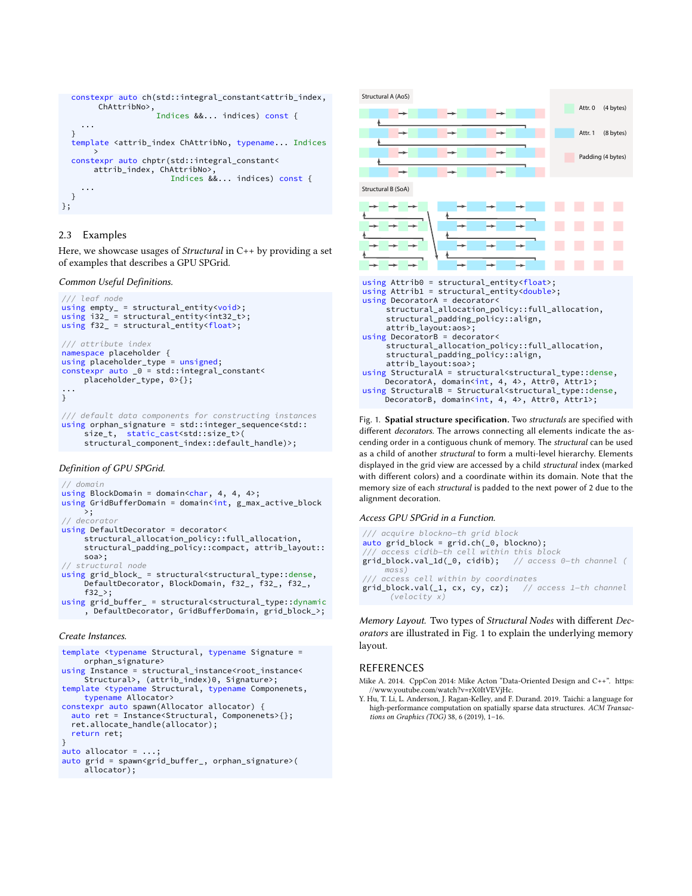```cpp
  constexpr auto ch(std::integral_constant<attrib_index,
        ChAttribNo>,
                     Indices &&... indices) const {
    ...
  }
  template <attrib_index ChAttribNo, typename... Indices
      >
  constexpr auto chptr(std::integral_constant<
        attrib_index, ChAttribNo>,
                        Indices &&... indices) const {
    ...
  }
};
```

## 2.3 Examples

Here, we showcase usages of *Structural* in C++ by providing a set of examples that describes a GPU SPGrid.

*Common Useful Definitions.*

```cpp
/// leaf node
using empty_ = structural_entity<void>;
using i32_ = structural_entity<int32_t>;
using f32_ = structural_entity<float>;

/// attribute index
namespace placeholder {
using placeholder_type = unsigned;
constexpr auto _0 = std::integral_constant<
     placeholder_type, 0>{};
...
}

/// default data components for constructing instances
using orphan_signature = std::integer_sequence<std::
     size_t,  static_cast<std::size_t>(
     structural_component_index::default_handle)>;
```

*Definition of GPU SPGrid.*

```cpp
// domain
using BlockDomain = domain<char, 4, 4, 4>;
using GridBufferDomain = domain<int, g_max_active_block
    >;
// decorator
using DefaultDecorator = decorator<
     structural_allocation_policy::full_allocation,
     structural_padding_policy::compact, attrib_layout::
     soa>;
// structural node
using grid_block_ = structural<structural_type::dense,
     DefaultDecorator, BlockDomain, f32_, f32_, f32_,
     f32_>;
using grid_buffer_ = structural<structural_type::dynamic
     , DefaultDecorator, GridBufferDomain, grid_block_>;
```

*Create Instances.*

```cpp
template <typename Structural, typename Signature =
     orphan_signature>
using Instance = structural_instance<root_instance<
     Structural>, (attrib_index)0, Signature>;
template <typename Structural, typename Componenets,
     typename Allocator>
constexpr auto spawn(Allocator allocator) {
  auto ret = Instance<Structural, Componenets>{};
  ret.allocate_handle(allocator);
  return ret;
}
auto allocator = ...;
auto grid = spawn<grid_buffer_, orphan_signature>(
     allocator);
```

Structural A (AoS)

Attr. 0 (4 bytes)

Attr. 1 (8 bytes)

Padding (4 bytes)

Structural B (SoA)

```cpp
using Attrib0 = structural_entity<float>;
using Attrib1 = structural_entity<double>;
using DecoratorA = decorator<
     structural_allocation_policy::full_allocation,
     structural_padding_policy::align,
     attrib_layout:aos>;
using DecoratorB = decorator<
     structural_allocation_policy::full_allocation,
     structural_padding_policy::align,
     attrib_layout:soa>;
using StructuralA = structural<structural_type::dense,
     DecoratorA, domain<int, 4, 4>, Attr0, Attr1>;
using StructuralB = Structural<structural_type::dense,
     DecoratorB, domain<int, 4, 4>, Attr0, Attr1>;
```

Fig. 1. **Spatial structure specification.** Two *structurals* are specified with different *decorators*. The arrows connecting all elements indicate the ascending order in a contiguous chunk of memory. The *structural* can be used as a child of another *structural* to form a multi-level hierarchy. Elements displayed in the grid view are accessed by a child *structural* index (marked with different colors) and a coordinate within its domain. Note that the memory size of each *structural* is padded to the next power of 2 due to the alignment decoration.

*Access GPU SPGrid in a Function.*

```cpp
/// acquire blockno-th grid block
auto grid_block = grid.ch(_0, blockno);
/// access cidib-th cell within this block
grid_block.val_1d(_0, cidib);   // access 0-th channel (
     mass)
/// access cell within by coordinates
grid_block.val(_1, cx, cy, cz);   // access 1-th channel
     (velocity x)
```

*Memory Layout.* Two types of *Structural Nodes* with different *Decorators* are illustrated in Fig. 1 to explain the underlying memory layout.

## REFERENCES

Mike A. 2014. CppCon 2014: Mike Acton "Data-Oriented Design and C++". https://www.youtube.com/watch?v=rX0ItVEVjHc.

Y. Hu, T. Li, L. Anderson, J. Ragan-Kelley, and F. Durand. 2019. Taichi: a language for high-performance computation on spatially sparse data structures. *ACM Transactions on Graphics (TOG)* 38, 6 (2019), 1–16.